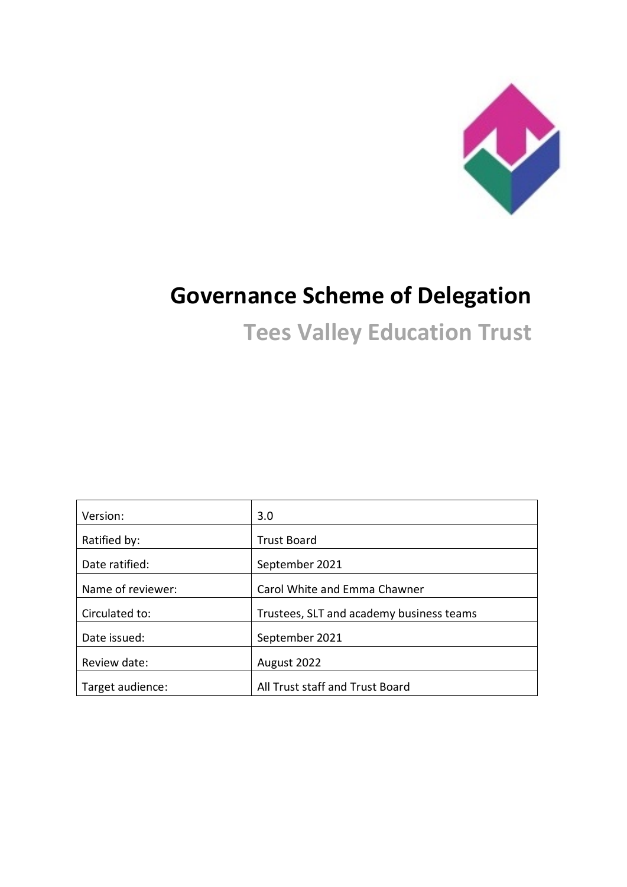# Governance Scheme of Delegation

## Tees Valley Education Trust

| Version: | 3.0 |
|---|---|
| Ratified by: | Trust Board |
| Date ratified: | September 2021 |
| Name of reviewer: | Carol White and Emma Chawner |
| Circulated to: | Trustees, SLT and academy business teams |
| Date issued: | September 2021 |
| Review date: | August 2022 |
| Target audience: | All Trust staff and Trust Board |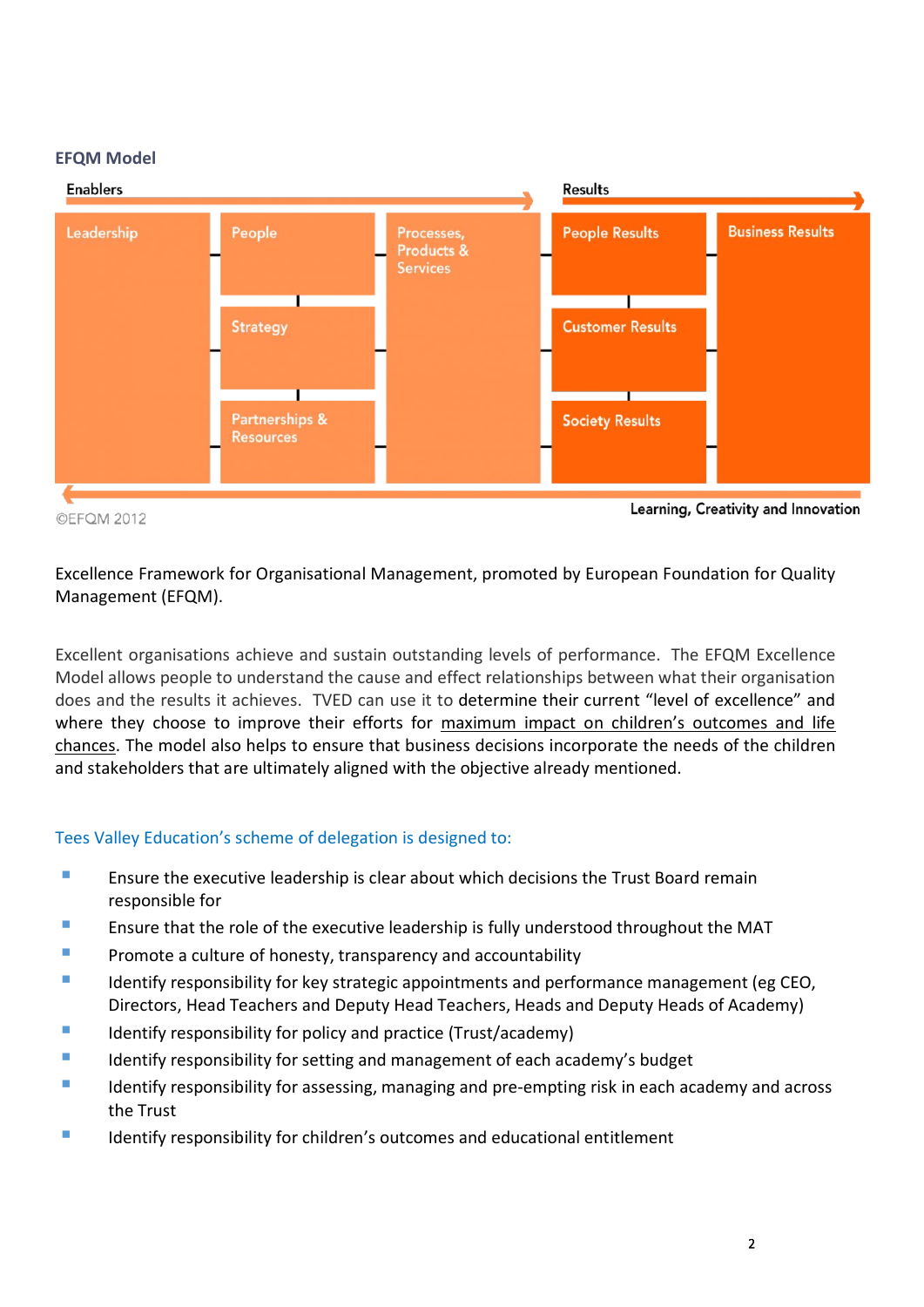## EFQM Model

Enablers → Results

| Leadership | People | Processes, Products & Services | People Results | Business Results |
|---|---|---|---|---|
| | Strategy | | Customer Results | |
| | Partnerships & Resources | | Society Results | |

← Learning, Creativity and Innovation

©EFQM 2012

Excellence Framework for Organisational Management, promoted by European Foundation for Quality Management (EFQM).

Excellent organisations achieve and sustain outstanding levels of performance. The EFQM Excellence Model allows people to understand the cause and effect relationships between what their organisation does and the results it achieves. TVED can use it to determine their current "level of excellence" and where they choose to improve their efforts for maximum impact on children's outcomes and life chances. The model also helps to ensure that business decisions incorporate the needs of the children and stakeholders that are ultimately aligned with the objective already mentioned.

### Tees Valley Education's scheme of delegation is designed to:

- Ensure the executive leadership is clear about which decisions the Trust Board remain responsible for
- Ensure that the role of the executive leadership is fully understood throughout the MAT
- Promote a culture of honesty, transparency and accountability
- Identify responsibility for key strategic appointments and performance management (eg CEO, Directors, Head Teachers and Deputy Head Teachers, Heads and Deputy Heads of Academy)
- Identify responsibility for policy and practice (Trust/academy)
- Identify responsibility for setting and management of each academy's budget
- Identify responsibility for assessing, managing and pre-empting risk in each academy and across the Trust
- Identify responsibility for children's outcomes and educational entitlement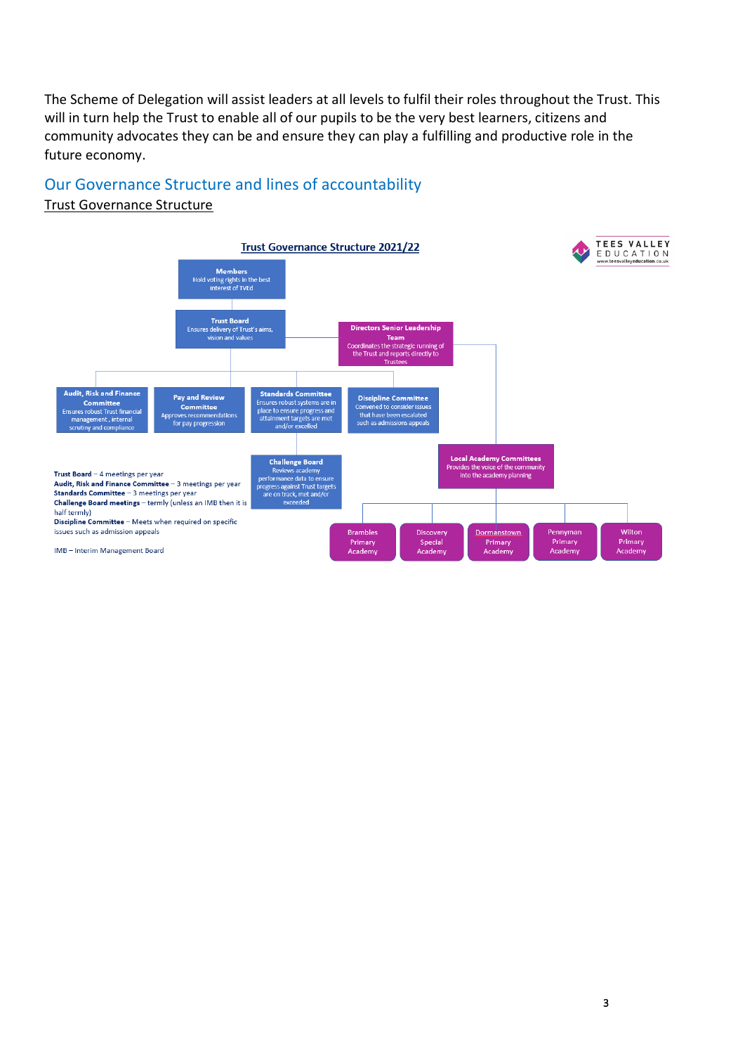The Scheme of Delegation will assist leaders at all levels to fulfil their roles throughout the Trust. This will in turn help the Trust to enable all of our pupils to be the very best learners, citizens and community advocates they can be and ensure they can play a fulfilling and productive role in the future economy.

## Our Governance Structure and lines of accountability

Trust Governance Structure

**Trust Governance Structure 2021/22**

TEES VALLEY EDUCATION
www.teesvalleyeducation.co.uk

**Members**
Hold voting rights in the best interest of TVEd

**Trust Board**
Ensures delivery of Trust's aims, vision and values

**Directors Senior Leadership Team**
Coordinates the strategic running of the Trust and reports directly to Trustees

**Audit, Risk and Finance Committee**
Ensures robust Trust financial management, internal scrutiny and compliance

**Pay and Review Committee**
Approves recommendations for pay progression

**Standards Committee**
Ensures robust systems are in place to ensure progress and attainment targets are met and/or excelled

**Discipline Committee**
Convened to consider issues that have been escalated such as admissions appeals

**Challenge Board**
Reviews academy performance data to ensure progress against Trust targets are on track, met and/or exceeded

**Local Academy Committees**
Provides the voice of the community into the academy planning

- Brambles Primary Academy
- Discovery Special Academy
- Dormanstown Primary Academy
- Pennyman Primary Academy
- Wilton Primary Academy

**Trust Board** – 4 meetings per year
**Audit, Risk and Finance Committee** – 3 meetings per year
**Standards Committee** – 3 meetings per year
**Challenge Board meetings** – termly (unless an IMB then it is half termly)
**Discipline Committee** – Meets when required on specific issues such as admission appeals

IMB – Interim Management Board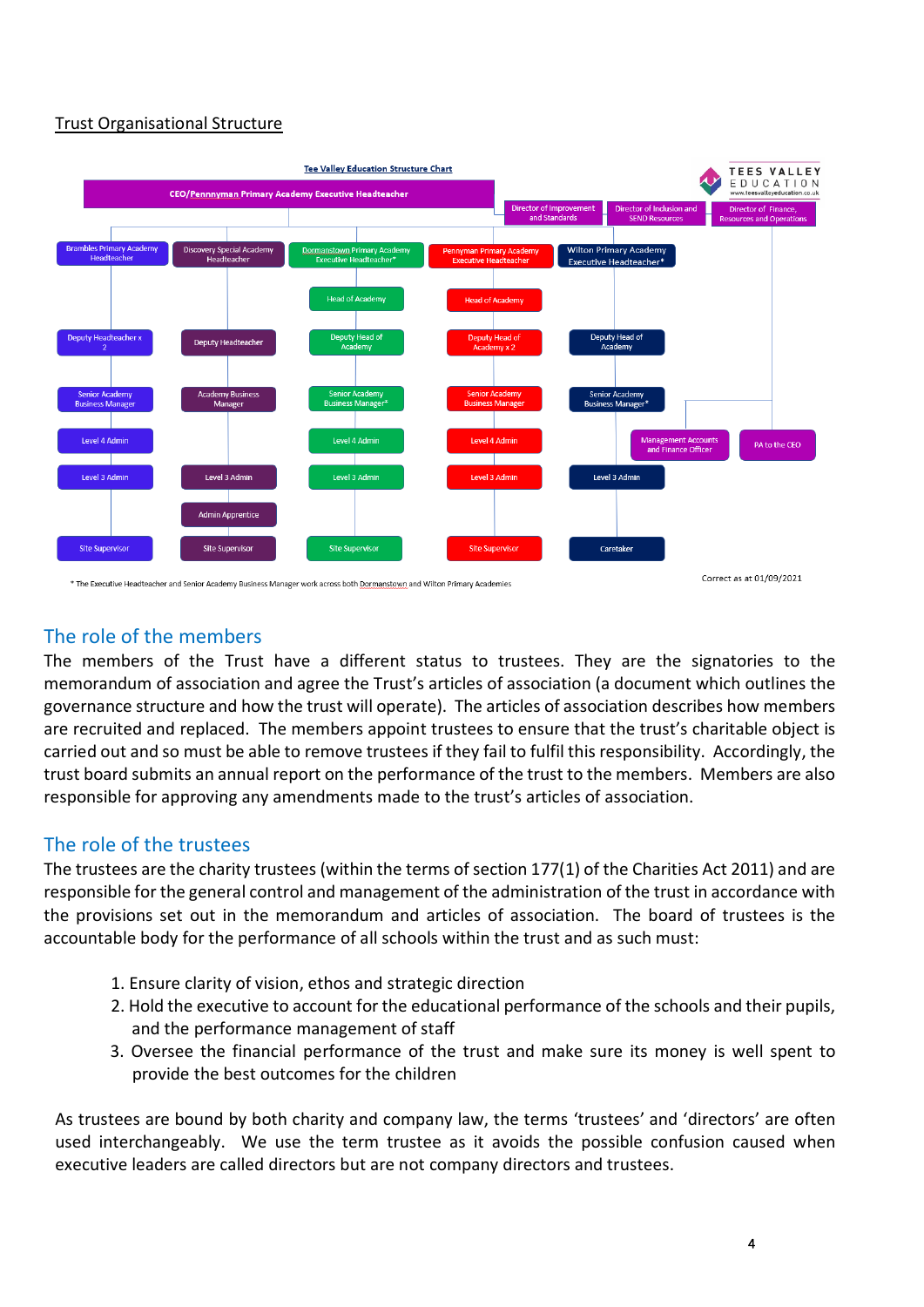## Trust Organisational Structure

Tee Valley Education Structure Chart

TEES VALLEY EDUCATION
www.teesvalleyeducation.co.uk

CEO/Pennnyman Primary Academy Executive Headteacher

Director of Improvement and Standards | Director of Inclusion and SEND Resources | Director of Finance, Resources and Operations

| Brambles Primary Academy Headteacher | Discovery Special Academy Headteacher | Dormanstown Primary Academy Executive Headteacher* | Pennyman Primary Academy Executive Headteacher | Wilton Primary Academy Executive Headteacher* |
|---|---|---|---|---|
| | | Head of Academy | Head of Academy | |
| Deputy Headteacher x 2 | Deputy Headteacher | Deputy Head of Academy | Deputy Head of Academy x 2 | Deputy Head of Academy |
| Senior Academy Business Manager | Academy Business Manager | Senior Academy Business Manager* | Senior Academy Business Manager | Senior Academy Business Manager* |
| Level 4 Admin | | Level 4 Admin | Level 4 Admin | |
| Level 3 Admin | Level 3 Admin | Level 3 Admin | Level 3 Admin | Level 3 Admin |
| | Admin Apprentice | | | |
| Site Supervisor | Site Supervisor | Site Supervisor | Site Supervisor | Caretaker |

Management Accounts and Finance Officer | PA to the CEO

\* The Executive Headteacher and Senior Academy Business Manager work across both Dormanstown and Wilton Primary Academies

Correct as at 01/09/2021

## The role of the members

The members of the Trust have a different status to trustees. They are the signatories to the memorandum of association and agree the Trust's articles of association (a document which outlines the governance structure and how the trust will operate). The articles of association describes how members are recruited and replaced. The members appoint trustees to ensure that the trust's charitable object is carried out and so must be able to remove trustees if they fail to fulfil this responsibility. Accordingly, the trust board submits an annual report on the performance of the trust to the members. Members are also responsible for approving any amendments made to the trust's articles of association.

## The role of the trustees

The trustees are the charity trustees (within the terms of section 177(1) of the Charities Act 2011) and are responsible for the general control and management of the administration of the trust in accordance with the provisions set out in the memorandum and articles of association. The board of trustees is the accountable body for the performance of all schools within the trust and as such must:

1. Ensure clarity of vision, ethos and strategic direction
2. Hold the executive to account for the educational performance of the schools and their pupils, and the performance management of staff
3. Oversee the financial performance of the trust and make sure its money is well spent to provide the best outcomes for the children

As trustees are bound by both charity and company law, the terms 'trustees' and 'directors' are often used interchangeably. We use the term trustee as it avoids the possible confusion caused when executive leaders are called directors but are not company directors and trustees.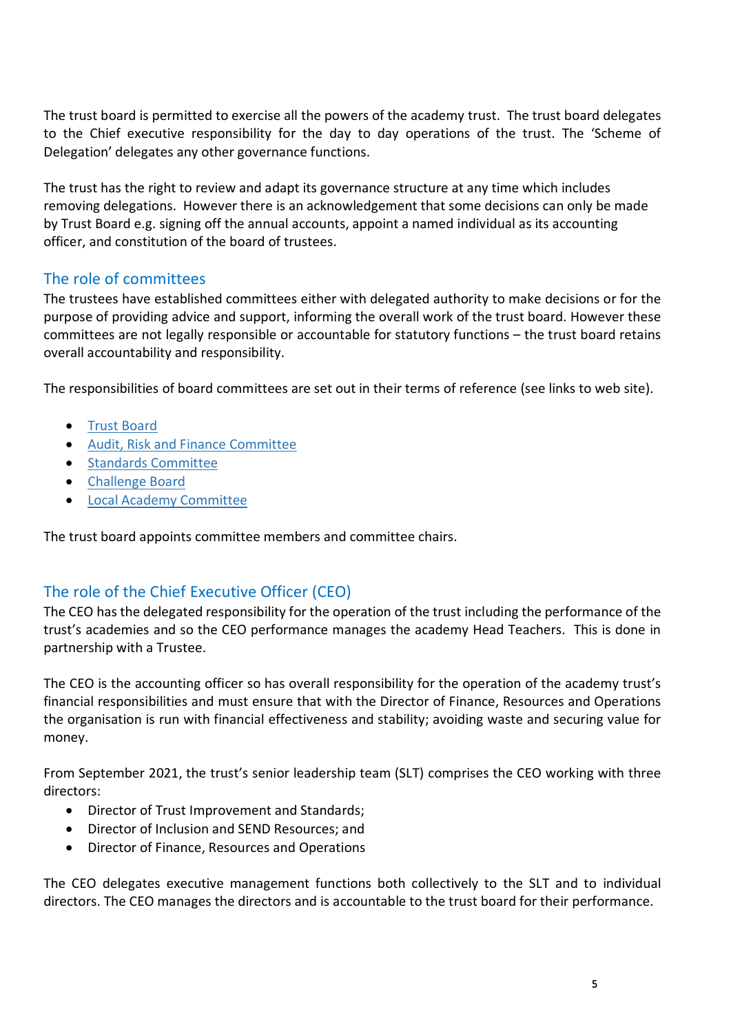The trust board is permitted to exercise all the powers of the academy trust. The trust board delegates to the Chief executive responsibility for the day to day operations of the trust. The 'Scheme of Delegation' delegates any other governance functions.

The trust has the right to review and adapt its governance structure at any time which includes removing delegations. However there is an acknowledgement that some decisions can only be made by Trust Board e.g. signing off the annual accounts, appoint a named individual as its accounting officer, and constitution of the board of trustees.

## The role of committees

The trustees have established committees either with delegated authority to make decisions or for the purpose of providing advice and support, informing the overall work of the trust board. However these committees are not legally responsible or accountable for statutory functions – the trust board retains overall accountability and responsibility.

The responsibilities of board committees are set out in their terms of reference (see links to web site).

- Trust Board
- Audit, Risk and Finance Committee
- Standards Committee
- Challenge Board
- Local Academy Committee

The trust board appoints committee members and committee chairs.

## The role of the Chief Executive Officer (CEO)

The CEO has the delegated responsibility for the operation of the trust including the performance of the trust's academies and so the CEO performance manages the academy Head Teachers. This is done in partnership with a Trustee.

The CEO is the accounting officer so has overall responsibility for the operation of the academy trust's financial responsibilities and must ensure that with the Director of Finance, Resources and Operations the organisation is run with financial effectiveness and stability; avoiding waste and securing value for money.

From September 2021, the trust's senior leadership team (SLT) comprises the CEO working with three directors:

- Director of Trust Improvement and Standards;
- Director of Inclusion and SEND Resources; and
- Director of Finance, Resources and Operations

The CEO delegates executive management functions both collectively to the SLT and to individual directors. The CEO manages the directors and is accountable to the trust board for their performance.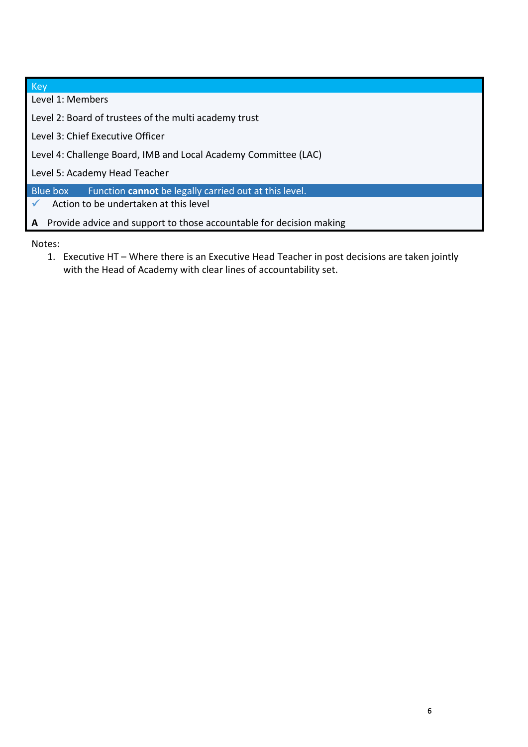| Key | |
|---|---|
| Level 1: Members | |
| Level 2: Board of trustees of the multi academy trust | |
| Level 3: Chief Executive Officer | |
| Level 4: Challenge Board, IMB and Local Academy Committee (LAC) | |
| Level 5: Academy Head Teacher | |
| Blue box | Function **cannot** be legally carried out at this level. |
| ✓ | Action to be undertaken at this level |
| **A** | Provide advice and support to those accountable for decision making |

Notes:

1. Executive HT – Where there is an Executive Head Teacher in post decisions are taken jointly with the Head of Academy with clear lines of accountability set.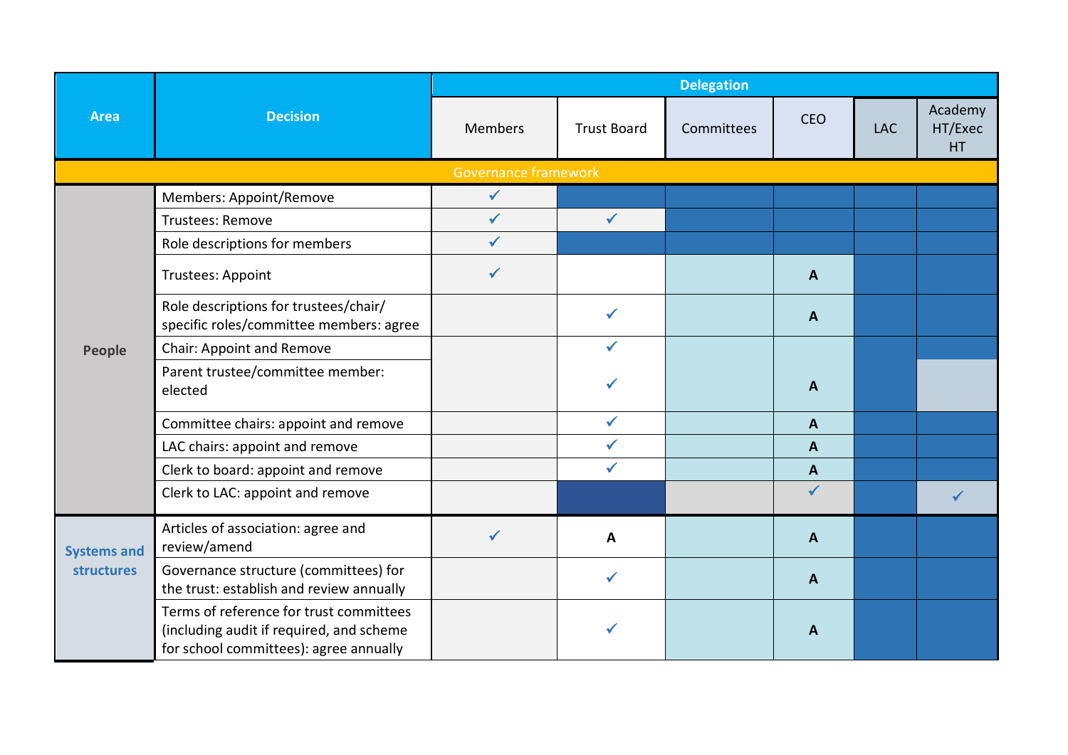| Area | Decision | Delegation | | | | | |
|---|---|---|---|---|---|---|---|
| | | Members | Trust Board | Committees | CEO | LAC | Academy HT/Exec HT |
| Governance framework | | | | | | | |
| People | Members: Appoint/Remove | ✓ | | | | | |
| | Trustees: Remove | ✓ | ✓ | | | | |
| | Role descriptions for members | ✓ | | | | | |
| | Trustees: Appoint | ✓ | | | A | | |
| | Role descriptions for trustees/chair/ specific roles/committee members: agree | | ✓ | | A | | |
| | Chair: Appoint and Remove | | ✓ | | | | |
| | Parent trustee/committee member: elected | | ✓ | | A | | |
| | Committee chairs: appoint and remove | | ✓ | | A | | |
| | LAC chairs: appoint and remove | | ✓ | | A | | |
| | Clerk to board: appoint and remove | | ✓ | | A | | |
| | Clerk to LAC: appoint and remove | | | | ✓ | | ✓ |
| Systems and structures | Articles of association: agree and review/amend | ✓ | A | | A | | |
| | Governance structure (committees) for the trust: establish and review annually | | ✓ | | A | | |
| | Terms of reference for trust committees (including audit if required, and scheme for school committees): agree annually | | ✓ | | A | | |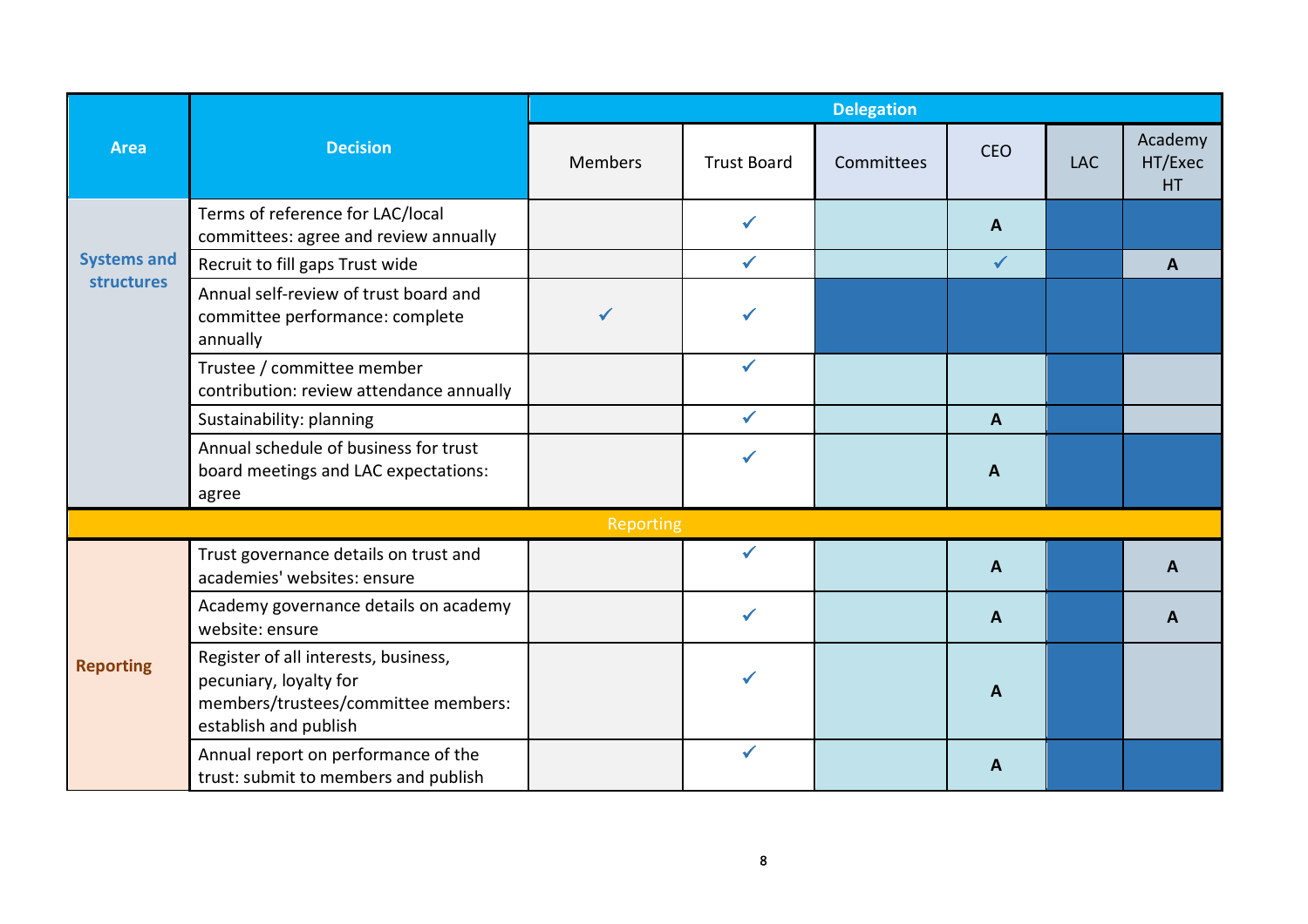| Area | Decision | Delegation | | | | | |
|---|---|---|---|---|---|---|---|
| | | Members | Trust Board | Committees | CEO | LAC | Academy HT/Exec HT |
| Systems and structures | Terms of reference for LAC/local committees: agree and review annually | | ✓ | | A | | |
| | Recruit to fill gaps Trust wide | | ✓ | | ✓ | | A |
| | Annual self-review of trust board and committee performance: complete annually | ✓ | ✓ | | | | |
| | Trustee / committee member contribution: review attendance annually | | ✓ | | | | |
| | Sustainability: planning | | ✓ | | A | | |
| | Annual schedule of business for trust board meetings and LAC expectations: agree | | ✓ | | A | | |
| Reporting | | | | | | | |
| Reporting | Trust governance details on trust and academies' websites: ensure | | ✓ | | A | | A |
| | Academy governance details on academy website: ensure | | ✓ | | A | | A |
| | Register of all interests, business, pecuniary, loyalty for members/trustees/committee members: establish and publish | | ✓ | | A | | |
| | Annual report on performance of the trust: submit to members and publish | | ✓ | | A | | |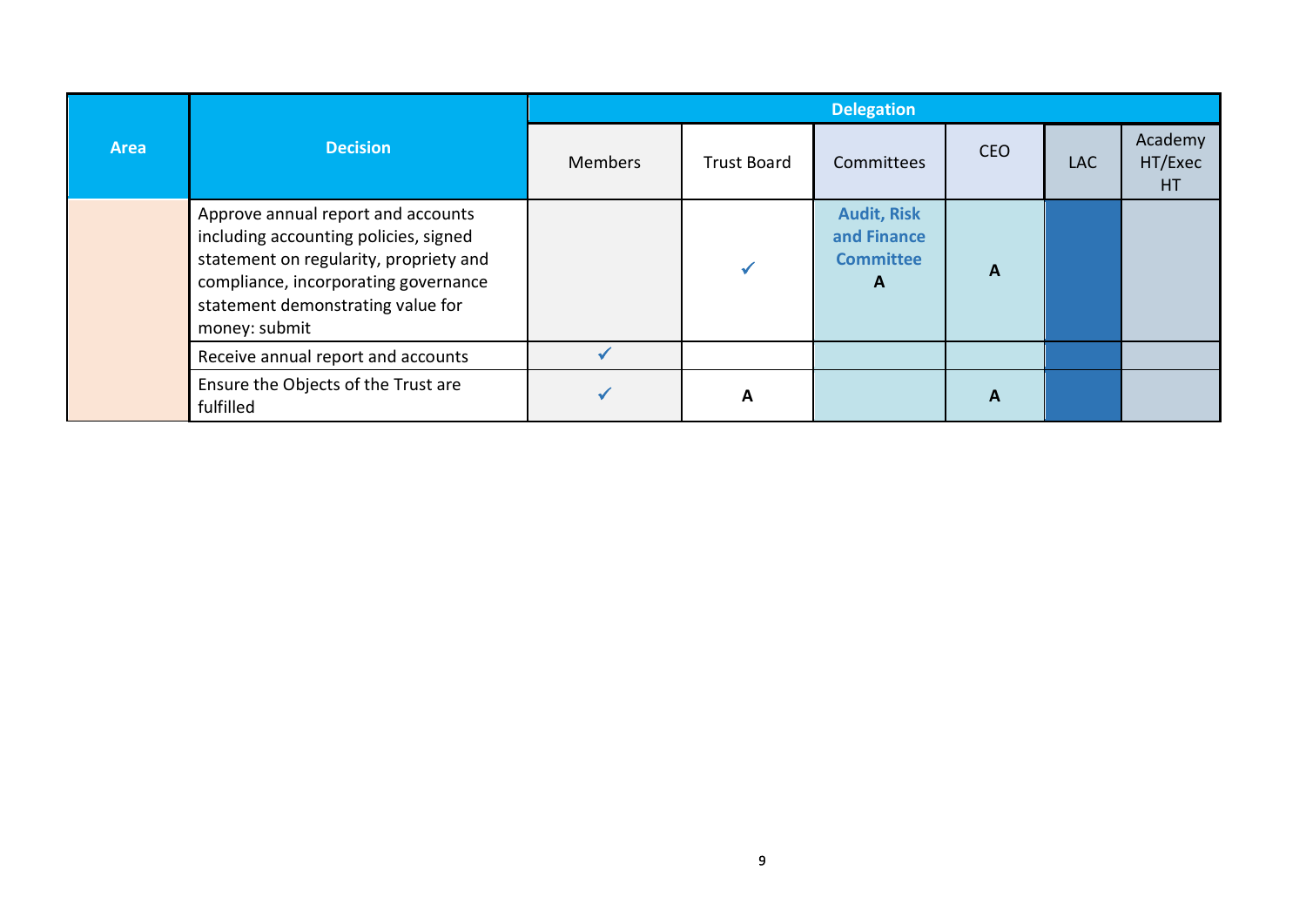| Area | Decision | Delegation | | | | | |
|---|---|---|---|---|---|---|---|
| | | Members | Trust Board | Committees | CEO | LAC | Academy HT/Exec HT |
| | Approve annual report and accounts including accounting policies, signed statement on regularity, propriety and compliance, incorporating governance statement demonstrating value for money: submit | | ✓ | **Audit, Risk and Finance Committee** **A** | **A** | | |
| | Receive annual report and accounts | ✓ | | | | | |
| | Ensure the Objects of the Trust are fulfilled | ✓ | **A** | | **A** | | |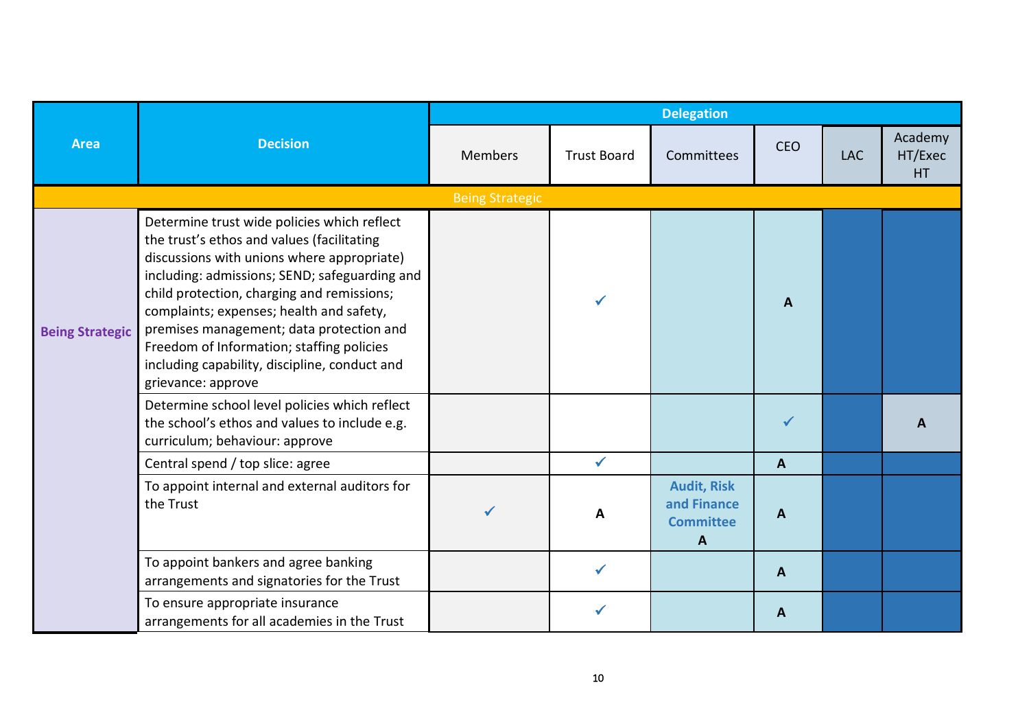| Area | Decision | Delegation | | | | | |
|---|---|---|---|---|---|---|---|
| | | Members | Trust Board | Committees | CEO | LAC | Academy HT/Exec HT |
| Being Strategic | | | | | | | |
| **Being Strategic** | Determine trust wide policies which reflect the trust's ethos and values (facilitating discussions with unions where appropriate) including: admissions; SEND; safeguarding and child protection, charging and remissions; complaints; expenses; health and safety, premises management; data protection and Freedom of Information; staffing policies including capability, discipline, conduct and grievance: approve | | ✓ | | **A** | | |
| | Determine school level policies which reflect the school's ethos and values to include e.g. curriculum; behaviour: approve | | | | ✓ | | **A** |
| | Central spend / top slice: agree | | ✓ | | **A** | | |
| | To appoint internal and external auditors for the Trust | ✓ | **A** | **Audit, Risk and Finance Committee A** | **A** | | |
| | To appoint bankers and agree banking arrangements and signatories for the Trust | | ✓ | | **A** | | |
| | To ensure appropriate insurance arrangements for all academies in the Trust | | ✓ | | **A** | | |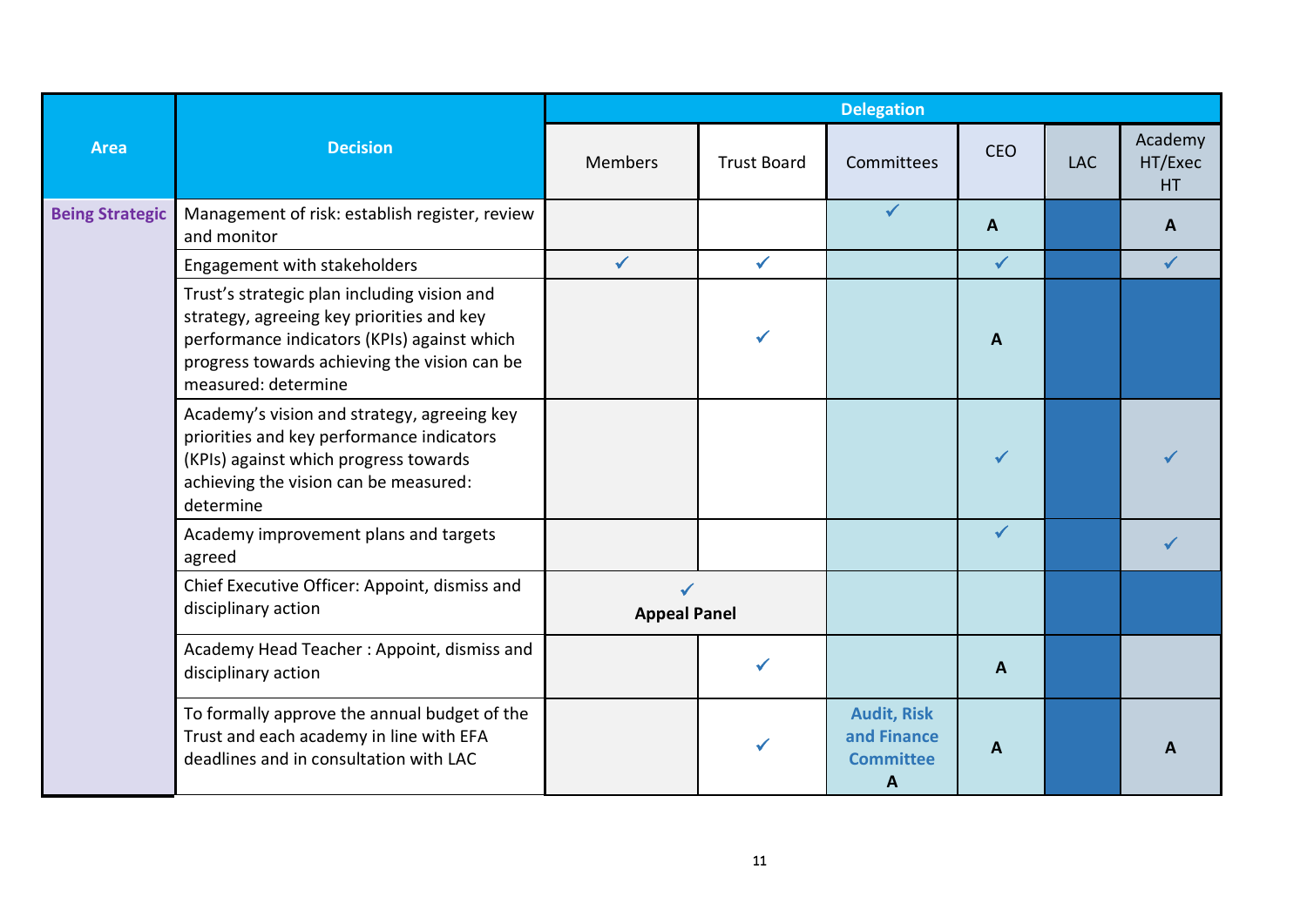| Area | Decision | Delegation | | | | | |
|---|---|---|---|---|---|---|---|
| | | Members | Trust Board | Committees | CEO | LAC | Academy HT/Exec HT |
| **Being Strategic** | Management of risk: establish register, review and monitor | | | ✓ | **A** | | **A** |
| | Engagement with stakeholders | ✓ | ✓ | | ✓ | | ✓ |
| | Trust's strategic plan including vision and strategy, agreeing key priorities and key performance indicators (KPIs) against which progress towards achieving the vision can be measured: determine | | ✓ | | **A** | | |
| | Academy's vision and strategy, agreeing key priorities and key performance indicators (KPIs) against which progress towards achieving the vision can be measured: determine | | | | ✓ | | ✓ |
| | Academy improvement plans and targets agreed | | | | ✓ | | ✓ |
| | Chief Executive Officer: Appoint, dismiss and disciplinary action | ✓ **Appeal Panel** | | | | | |
| | Academy Head Teacher : Appoint, dismiss and disciplinary action | | ✓ | | **A** | | |
| | To formally approve the annual budget of the Trust and each academy in line with EFA deadlines and in consultation with LAC | | ✓ | **Audit, Risk and Finance Committee** **A** | **A** | | **A** |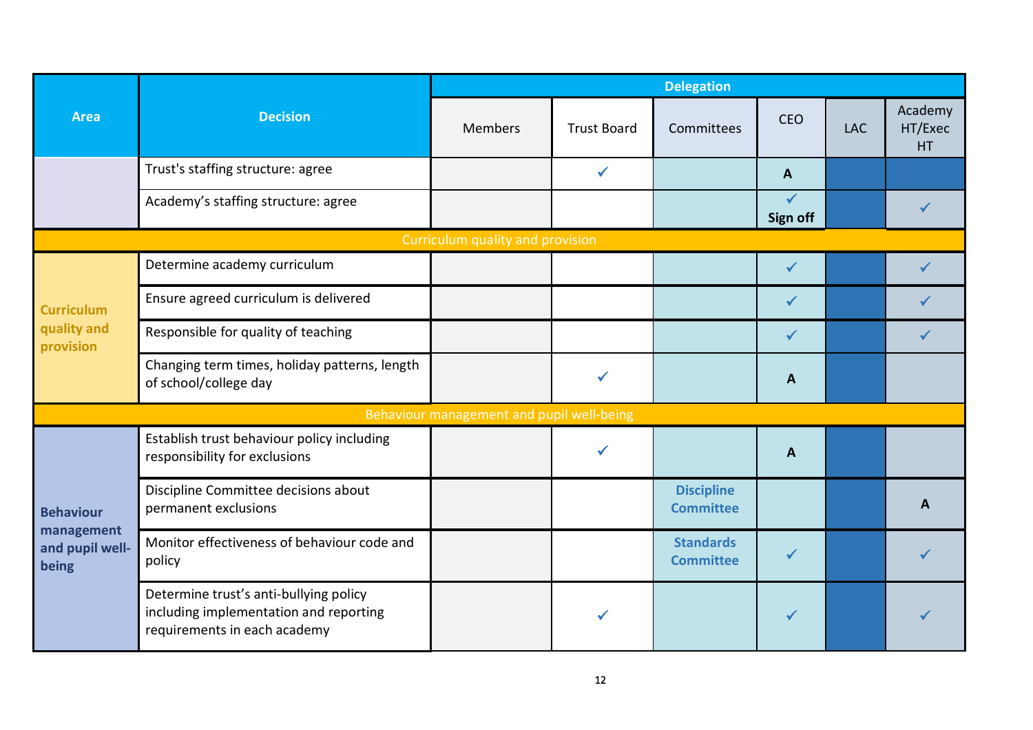| Area | Decision | Delegation | | | | | |
|---|---|---|---|---|---|---|---|
| | | Members | Trust Board | Committees | CEO | LAC | Academy HT/Exec HT |
| | Trust's staffing structure: agree | | ✓ | | **A** | | |
| | Academy's staffing structure: agree | | | | ✓ **Sign off** | | ✓ |
| **Curriculum quality and provision** | | | | | | | |
| **Curriculum quality and provision** | Determine academy curriculum | | | | ✓ | | ✓ |
| | Ensure agreed curriculum is delivered | | | | ✓ | | ✓ |
| | Responsible for quality of teaching | | | | ✓ | | ✓ |
| | Changing term times, holiday patterns, length of school/college day | | ✓ | | **A** | | |
| **Behaviour management and pupil well-being** | | | | | | | |
| **Behaviour management and pupil well-being** | Establish trust behaviour policy including responsibility for exclusions | | ✓ | | **A** | | |
| | Discipline Committee decisions about permanent exclusions | | | **Discipline Committee** | | | **A** |
| | Monitor effectiveness of behaviour code and policy | | | **Standards Committee** | ✓ | | ✓ |
| | Determine trust's anti-bullying policy including implementation and reporting requirements in each academy | | ✓ | | ✓ | | ✓ |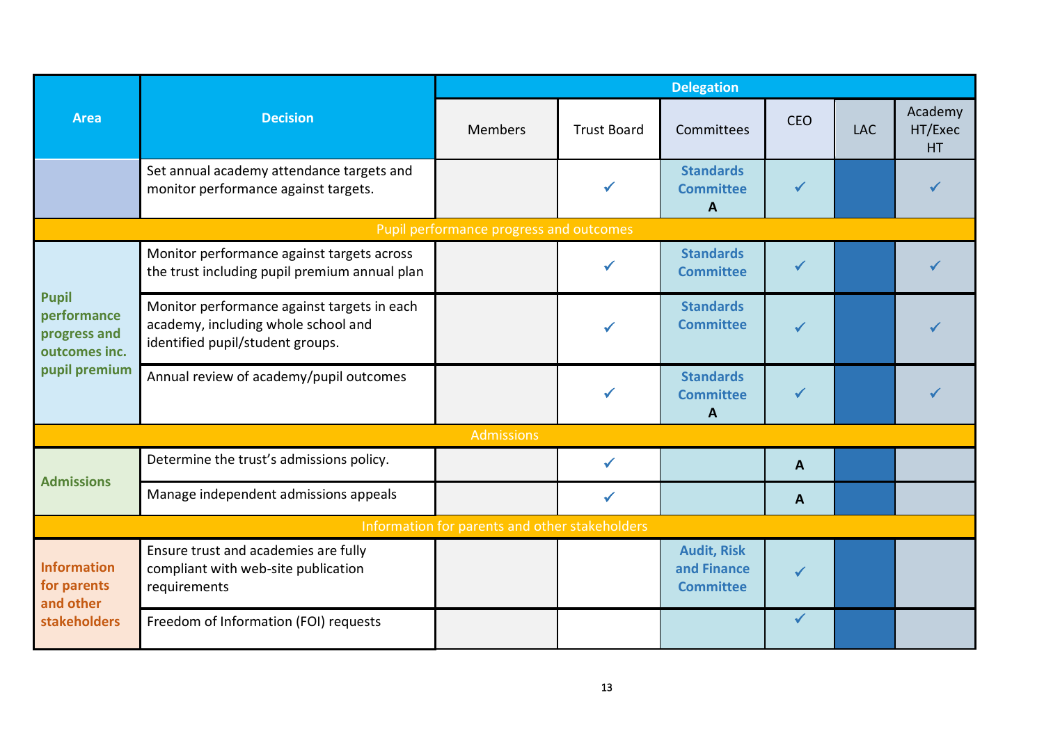| Area | Decision | Delegation | | | | | |
|---|---|---|---|---|---|---|---|
| | | Members | Trust Board | Committees | CEO | LAC | Academy HT/Exec HT |
| | Set annual academy attendance targets and monitor performance against targets. | | ✓ | **Standards Committee** **A** | ✓ | | ✓ |
| Pupil performance progress and outcomes | | | | | | | |
| **Pupil performance progress and outcomes inc. pupil premium** | Monitor performance against targets across the trust including pupil premium annual plan | | ✓ | **Standards Committee** | ✓ | | ✓ |
| | Monitor performance against targets in each academy, including whole school and identified pupil/student groups. | | ✓ | **Standards Committee** | ✓ | | ✓ |
| | Annual review of academy/pupil outcomes | | ✓ | **Standards Committee** **A** | ✓ | | ✓ |
| Admissions | | | | | | | |
| **Admissions** | Determine the trust's admissions policy. | | ✓ | | **A** | | |
| | Manage independent admissions appeals | | ✓ | | **A** | | |
| Information for parents and other stakeholders | | | | | | | |
| **Information for parents and other stakeholders** | Ensure trust and academies are fully compliant with web-site publication requirements | | | **Audit, Risk and Finance Committee** | ✓ | | |
| | Freedom of Information (FOI) requests | | | | ✓ | | |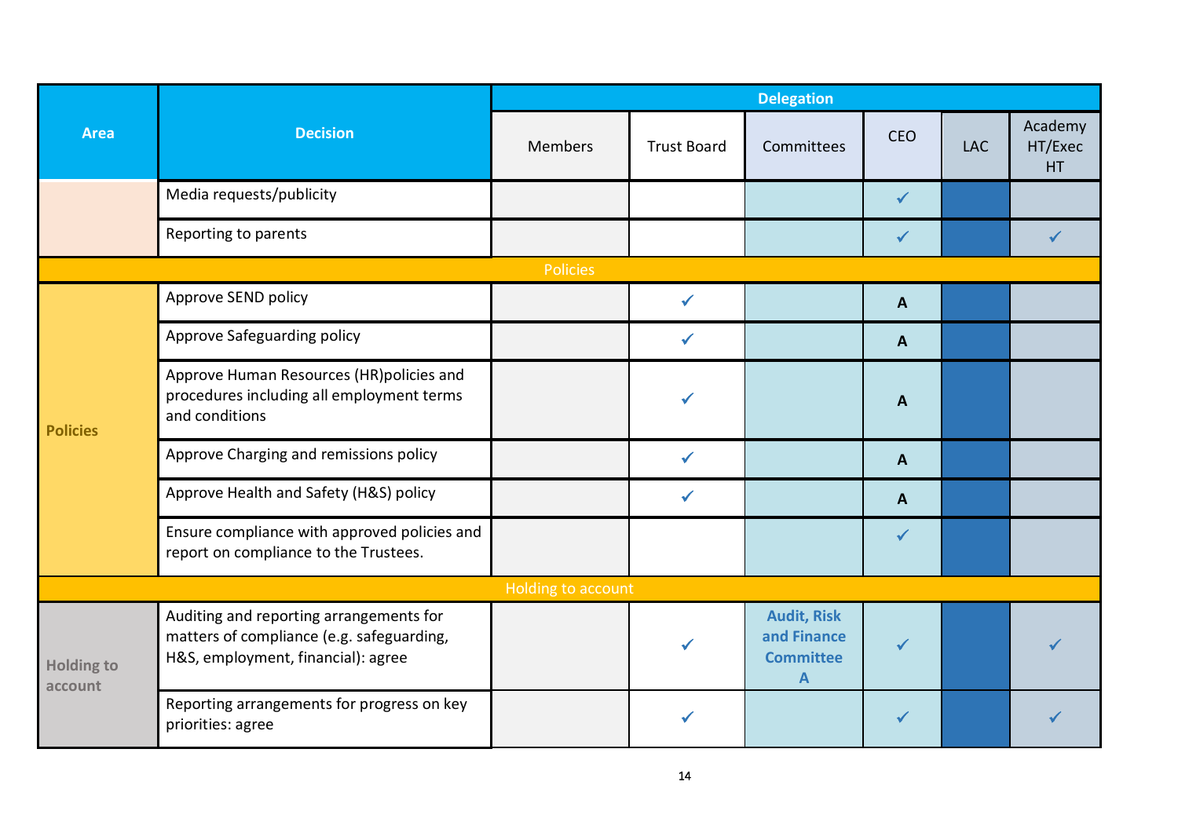| Area | Decision | Delegation | | | | | |
|---|---|---|---|---|---|---|---|
| | | Members | Trust Board | Committees | CEO | LAC | Academy HT/Exec HT |
| | Media requests/publicity | | | | ✓ | | |
| | Reporting to parents | | | | ✓ | | ✓ |
| **Policies** | | | | | | | |
| **Policies** | Approve SEND policy | | ✓ | | **A** | | |
| | Approve Safeguarding policy | | ✓ | | **A** | | |
| | Approve Human Resources (HR)policies and procedures including all employment terms and conditions | | ✓ | | **A** | | |
| | Approve Charging and remissions policy | | ✓ | | **A** | | |
| | Approve Health and Safety (H&S) policy | | ✓ | | **A** | | |
| | Ensure compliance with approved policies and report on compliance to the Trustees. | | | | ✓ | | |
| **Holding to account** | | | | | | | |
| **Holding to account** | Auditing and reporting arrangements for matters of compliance (e.g. safeguarding, H&S, employment, financial): agree | | ✓ | **Audit, Risk and Finance Committee A** | ✓ | | ✓ |
| | Reporting arrangements for progress on key priorities: agree | | ✓ | | ✓ | | ✓ |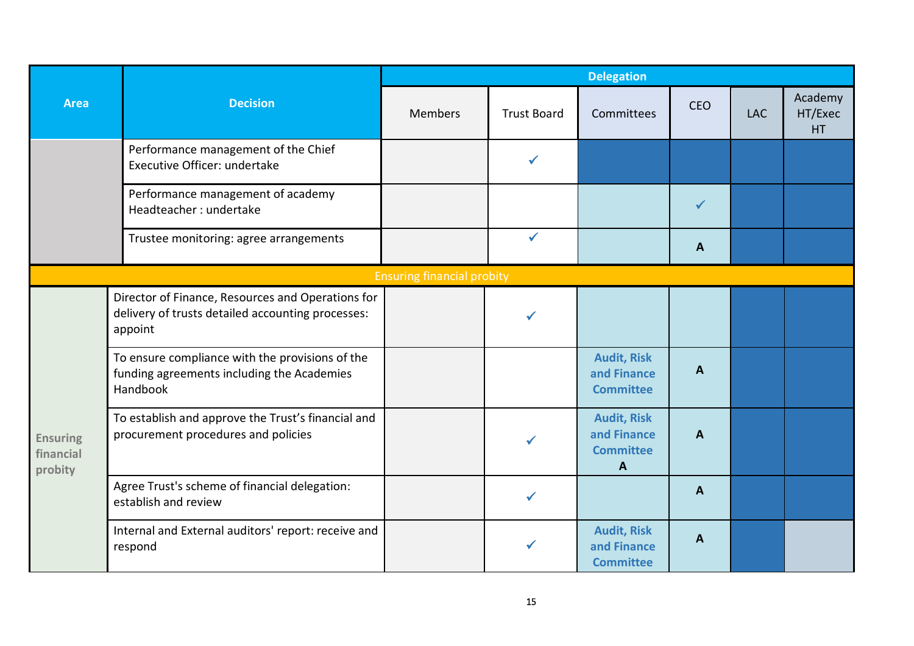| Area | Decision | Delegation | | | | | |
|---|---|---|---|---|---|---|---|
| | | Members | Trust Board | Committees | CEO | LAC | Academy HT/Exec HT |
| | Performance management of the Chief Executive Officer: undertake | | ✓ | | | | |
| | Performance management of academy Headteacher : undertake | | | | ✓ | | |
| | Trustee monitoring: agree arrangements | | ✓ | | **A** | | |
| Ensuring financial probity | | | | | | | |
| Ensuring financial probity | Director of Finance, Resources and Operations for delivery of trusts detailed accounting processes: appoint | | ✓ | | | | |
| | To ensure compliance with the provisions of the funding agreements including the Academies Handbook | | | **Audit, Risk and Finance Committee** | **A** | | |
| | To establish and approve the Trust's financial and procurement procedures and policies | | ✓ | **Audit, Risk and Finance Committee A** | **A** | | |
| | Agree Trust's scheme of financial delegation: establish and review | | ✓ | | **A** | | |
| | Internal and External auditors' report: receive and respond | | ✓ | **Audit, Risk and Finance Committee** | **A** | | |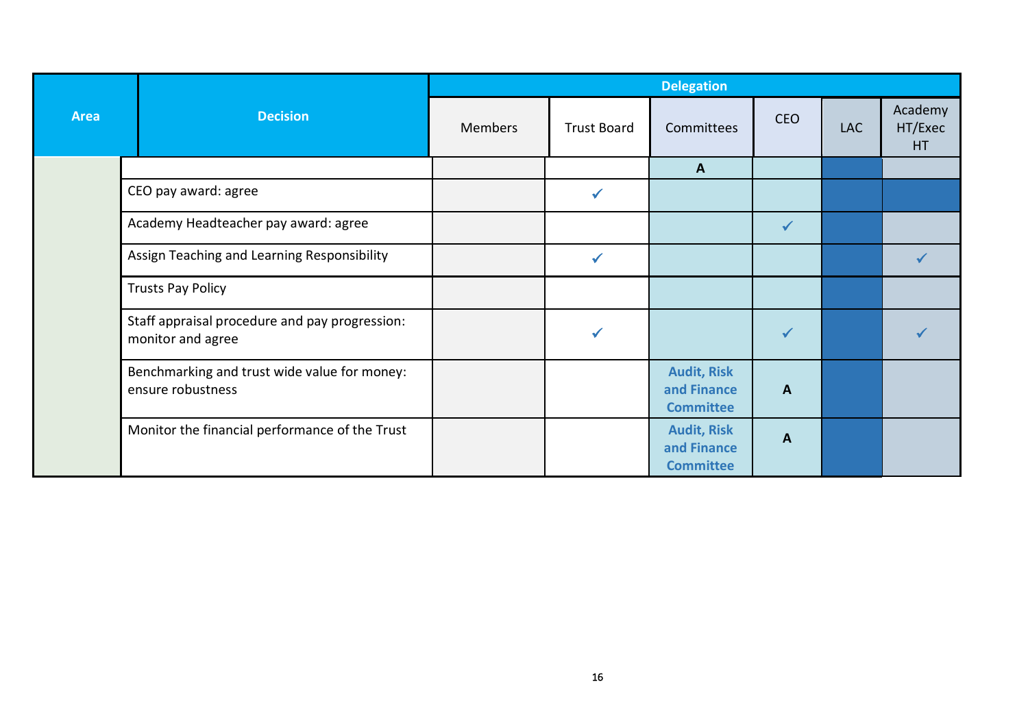| Area | Decision | Delegation | | | | | |
|---|---|---|---|---|---|---|---|
| | | Members | Trust Board | Committees | CEO | LAC | Academy HT/Exec HT |
| | | | | **A** | | | |
| | CEO pay award: agree | | ✓ | | | | |
| | Academy Headteacher pay award: agree | | | | ✓ | | |
| | Assign Teaching and Learning Responsibility | | ✓ | | | | ✓ |
| | Trusts Pay Policy | | | | | | |
| | Staff appraisal procedure and pay progression: monitor and agree | | ✓ | | ✓ | | ✓ |
| | Benchmarking and trust wide value for money: ensure robustness | | | **Audit, Risk and Finance Committee** | **A** | | |
| | Monitor the financial performance of the Trust | | | **Audit, Risk and Finance Committee** | **A** | | |